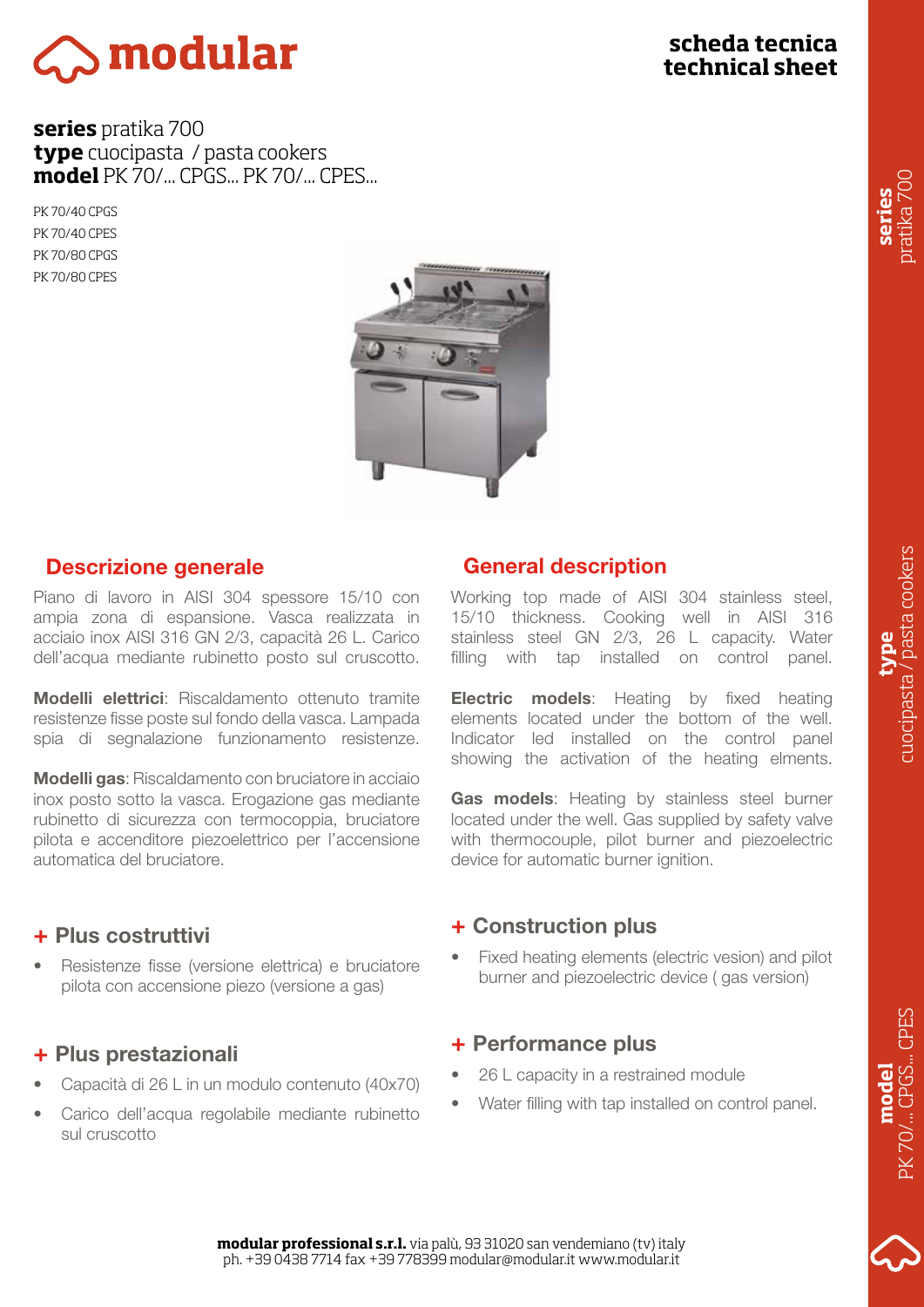# modular

**scheda tecnica**
**technical sheet**

**series** pratika 700
**type** cuocipasta / pasta cookers
**model** PK 70/... CPGS... PK 70/... CPES...

PK 70/40 CPGS
PK 70/40 CPES
PK 70/80 CPGS
PK 70/80 CPES

## Descrizione generale

Piano di lavoro in AISI 304 spessore 15/10 con ampia zona di espansione. Vasca realizzata in acciaio inox AISI 316 GN 2/3, capacità 26 L. Carico dell'acqua mediante rubinetto posto sul cruscotto.

**Modelli elettrici**: Riscaldamento ottenuto tramite resistenze fisse poste sul fondo della vasca. Lampada spia di segnalazione funzionamento resistenze.

**Modelli gas**: Riscaldamento con bruciatore in acciaio inox posto sotto la vasca. Erogazione gas mediante rubinetto di sicurezza con termocoppia, bruciatore pilota e accenditore piezoelettrico per l'accensione automatica del bruciatore.

## + Plus costruttivi

- Resistenze fisse (versione elettrica) e bruciatore pilota con accensione piezo (versione a gas)

## + Plus prestazionali

- Capacità di 26 L in un modulo contenuto (40x70)
- Carico dell'acqua regolabile mediante rubinetto sul cruscotto

## General description

Working top made of AISI 304 stainless steel, 15/10 thickness. Cooking well in AISI 316 stainless steel GN 2/3, 26 L capacity. Water filling with tap installed on control panel.

**Electric models**: Heating by fixed heating elements located under the bottom of the well. Indicator led installed on the control panel showing the activation of the heating elments.

**Gas models**: Heating by stainless steel burner located under the well. Gas supplied by safety valve with thermocouple, pilot burner and piezoelectric device for automatic burner ignition.

## + Construction plus

- Fixed heating elements (electric vesion) and pilot burner and piezoelectric device ( gas version)

## + Performance plus

- 26 L capacity in a restrained module
- Water filling with tap installed on control panel.

**modular professional s.r.l.** via palù, 93 31020 san vendemiano (tv) italy
ph. +39 0438 7714 fax +39 778399 modular@modular.it www.modular.it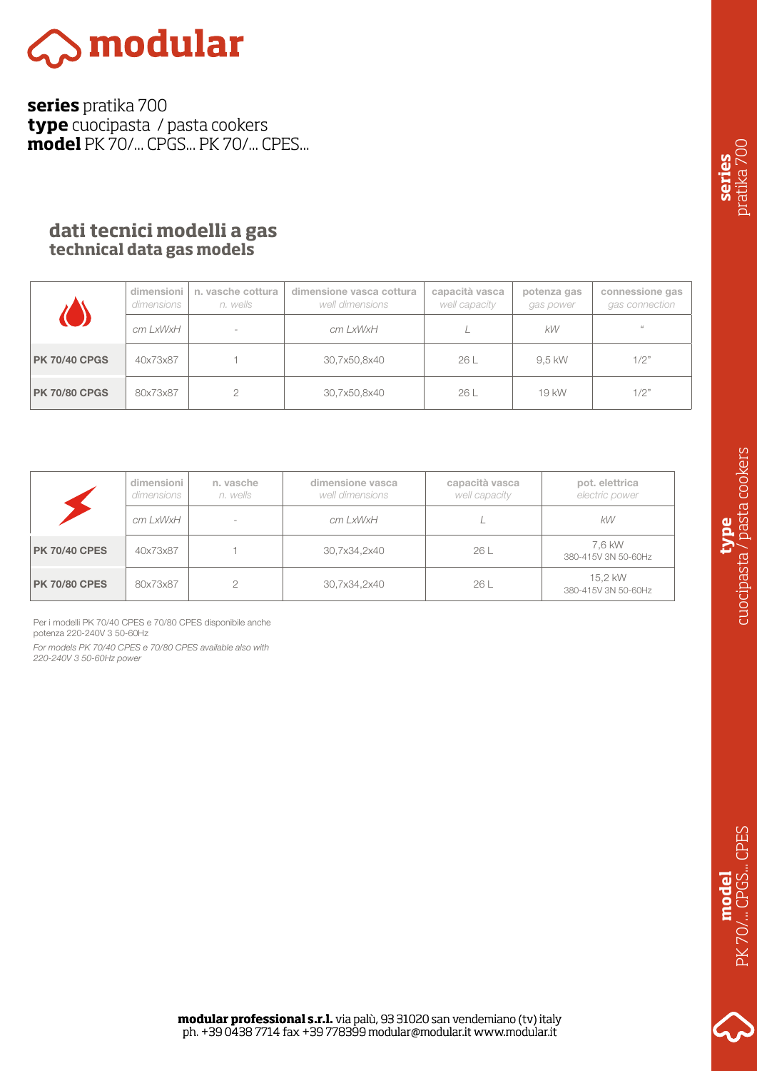# modular

**series** pratika 700
**type** cuocipasta / pasta cookers
**model** PK 70/... CPGS... PK 70/... CPES...

## dati tecnici modelli a gas
## technical data gas models

| | dimensioni *dimensions* | n. vasche cottura *n. wells* | dimensione vasca cottura *well dimensions* | capacità vasca *well capacity* | potenza gas *gas power* | connessione gas *gas connection* |
|---|---|---|---|---|---|---|
| | *cm LxWxH* | - | *cm LxWxH* | *L* | *kW* | *"* |
| **PK 70/40 CPGS** | 40x73x87 | 1 | 30,7x50,8x40 | 26 L | 9,5 kW | 1/2" |
| **PK 70/80 CPGS** | 80x73x87 | 2 | 30,7x50,8x40 | 26 L | 19 kW | 1/2" |

| | dimensioni *dimensions* | n. vasche *n. wells* | dimensione vasca *well dimensions* | capacità vasca *well capacity* | pot. elettrica *electric power* |
|---|---|---|---|---|---|
| | *cm LxWxH* | - | *cm LxWxH* | *L* | *kW* |
| **PK 70/40 CPES** | 40x73x87 | 1 | 30,7x34,2x40 | 26 L | 7,6 kW 380-415V 3N 50-60Hz |
| **PK 70/80 CPES** | 80x73x87 | 2 | 30,7x34,2x40 | 26 L | 15,2 kW 380-415V 3N 50-60Hz |

Per i modelli PK 70/40 CPES e 70/80 CPES disponibile anche potenza 220-240V 3 50-60Hz

*For models PK 70/40 CPES e 70/80 CPES available also with 220-240V 3 50-60Hz power*

**modular professional s.r.l.** via palù, 93 31020 san vendemiano (tv) italy
ph. +39 0438 7714 fax +39 778399 modular@modular.it www.modular.it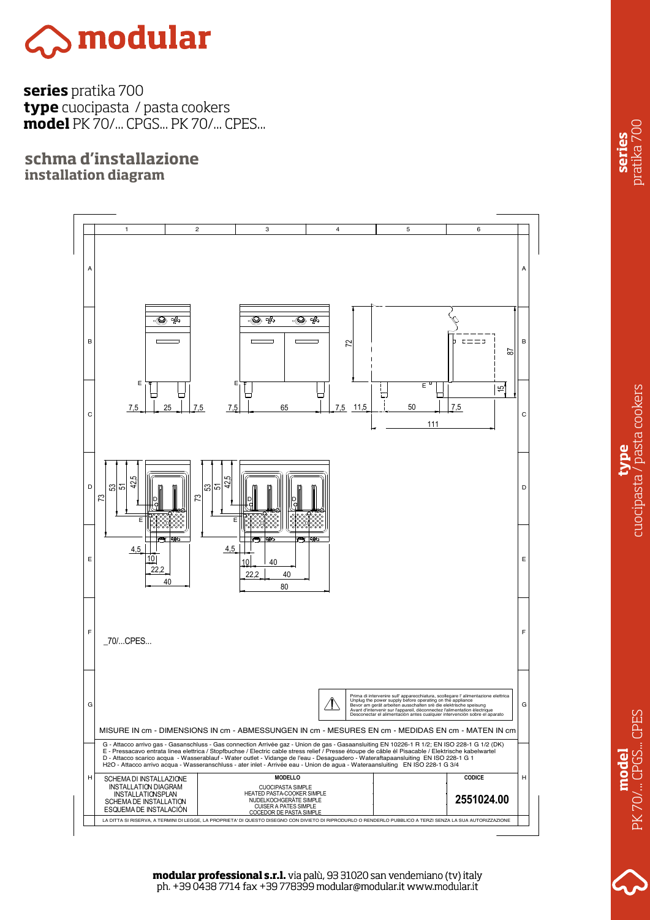# modular

**series** pratika 700
**type** cuocipasta / pasta cookers
**model** PK 70/... CPGS... PK 70/... CPES...

## schma d'installazione
## installation diagram

_70/...CPES...

Prima di intervenire sull' apparecchiatura, scollegare l' alimentazione elettrica
Unplug the power supply before operating on the appliance
Bevor am gerät arbeiten ausschalten srè die elektrische speisung
Avant d'intervenir sur l'appareil, déconnectez l'alimentation électrique
Desconectar el alimentación antes cualquier intervención sobre el aparato

MISURE IN cm - DIMENSIONS IN cm - ABMESSUNGEN IN cm - MESURES EN cm - MEDIDAS EN cm - MATEN IN cm

G - Attacco arrivo gas - Gasanschluss - Gas connection Arrivée gaz - Union de gas - Gasaansluiting EN 10226-1 R 1/2; EN ISO 228-1 G 1/2 (DK)
E - Pressacavo entrata linea elettrica / Stopfbuchse / Electric cable stress relief / Presse étoupe de câble él Pisacable / Elektrische kabelwartel
D - Attacco scarico acqua - Wasserablauf - Water outlet - Vidange de l'eau - Desaguadero - Wateraftapaansluiting EN ISO 228-1 G 1
H2O - Attacco arrivo acqua - Wasseranschluss - ater inlet - Arrivée eau - Union de agua - Wateraansluiting EN ISO 228-1 G 3/4

| SCHEMA DI INSTALLAZIONE<br>INSTALLATION DIAGRAM<br>INSTALLATIONSPLAN<br>SCHEMA DE INSTALLATION<br>ESQUEMA DE INSTALACIÓN | MODELLO<br>CUOCIPASTA SIMPLE<br>HEATED PASTA-COOKER SIMPLE<br>NUDELKOCHGERÄTE SIMPLE<br>CUISER A PATES SIMPLE<br>COCEDOR DE PASTA SIMPLE | | CODICE<br>2551024.00 |
|---|---|---|---|

LA DITTA SI RISERVA, A TERMINI DI LEGGE, LA PROPRIETA' DI QUESTO DISEGNO CON DIVIETO DI RIPRODURLO O RENDERLO PUBBLICO A TERZI SENZA LA SUA AUTORIZZAZIONE

**modular professional s.r.l.** via palù, 93 31020 san vendemiano (tv) italy
ph. +39 0438 7714 fax +39 778399 modular@modular.it www.modular.it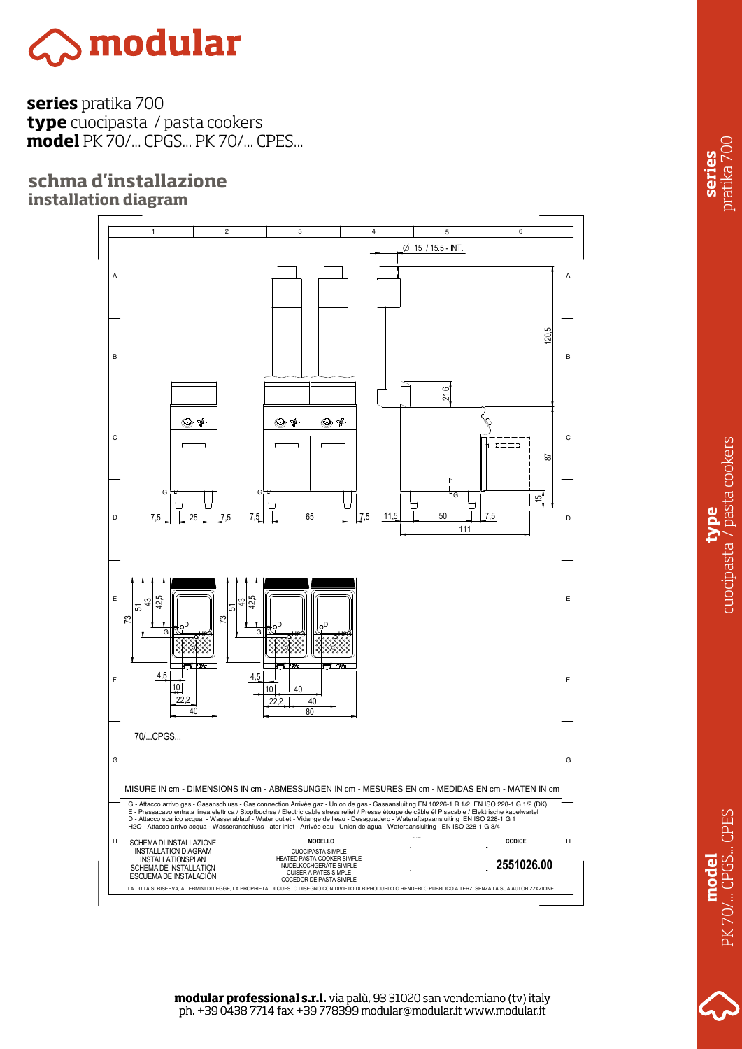# modular

**series** pratika 700
**type** cuocipasta / pasta cookers
**model** PK 70/... CPGS... PK 70/... CPES...

## schma d'installazione
### installation diagram

Ø 15 / 15.5 - INT.

120,5

21,6

87

15

7,5 | 25 | 7,5 | 7,5 | 65 | 7,5 | 11,5 | 50 | 7,5

111

73 | 51 | 43 | 42,5

4,5 | 10 | 22,2 | 40

4,5 | 10 | 40 | 22,2 | 40 | 80

_70/...CPGS...

MISURE IN cm - DIMENSIONS IN cm - ABMESSUNGEN IN cm - MESURES EN cm - MEDIDAS EN cm - MATEN IN cm

G - Attacco arrivo gas - Gasanschluss - Gas connection Arrivée gaz - Union de gas - Gasaansluiting EN 10226-1 R 1/2; EN ISO 228-1 G 1/2 (DK)
E - Pressacavo entrata linea elettrica / Stopfbuchse / Electric cable stress relief / Presse ètoupe de câble él Pisacable / Elektrische kabelwartel
D - Attacco scarico acqua - Wasserablauf - Water outlet - Vidange de l'eau - Desaguadero - Wateraftapaansluiting EN ISO 228-1 G 1
H2O - Attacco arrivo acqua - Wasseranschluss - ater inlet - Arrivèe eau - Union de agua - Wateraansluiting EN ISO 228-1 G 3/4

| | MODELLO | | CODICE |
|---|---|---|---|
| SCHEMA DI INSTALLAZIONE<br>INSTALLATION DIAGRAM<br>INSTALLATIONSPLAN<br>SCHEMA DE INSTALLATION<br>ESQUEMA DE INSTALACIÓN | CUOCIPASTA SIMPLE<br>HEATED PASTA-COOKER SIMPLE<br>NUDELKOCHGERÄTE SIMPLE<br>CUISER A PATES SIMPLE<br>COCEDOR DE PASTA SIMPLE | | 2551026.00 |

LA DITTA SI RISERVA, A TERMINI DI LEGGE, LA PROPRIETA' DI QUESTO DISEGNO CON DIVIETO DI RIPRODURLO O RENDERLO PUBBLICO A TERZI SENZA LA SUA AUTORIZZAZIONE

**modular professional s.r.l.** via palù, 93 31020 san vendemiano (tv) italy
ph. +39 0438 7714 fax +39 778399 modular@modular.it www.modular.it